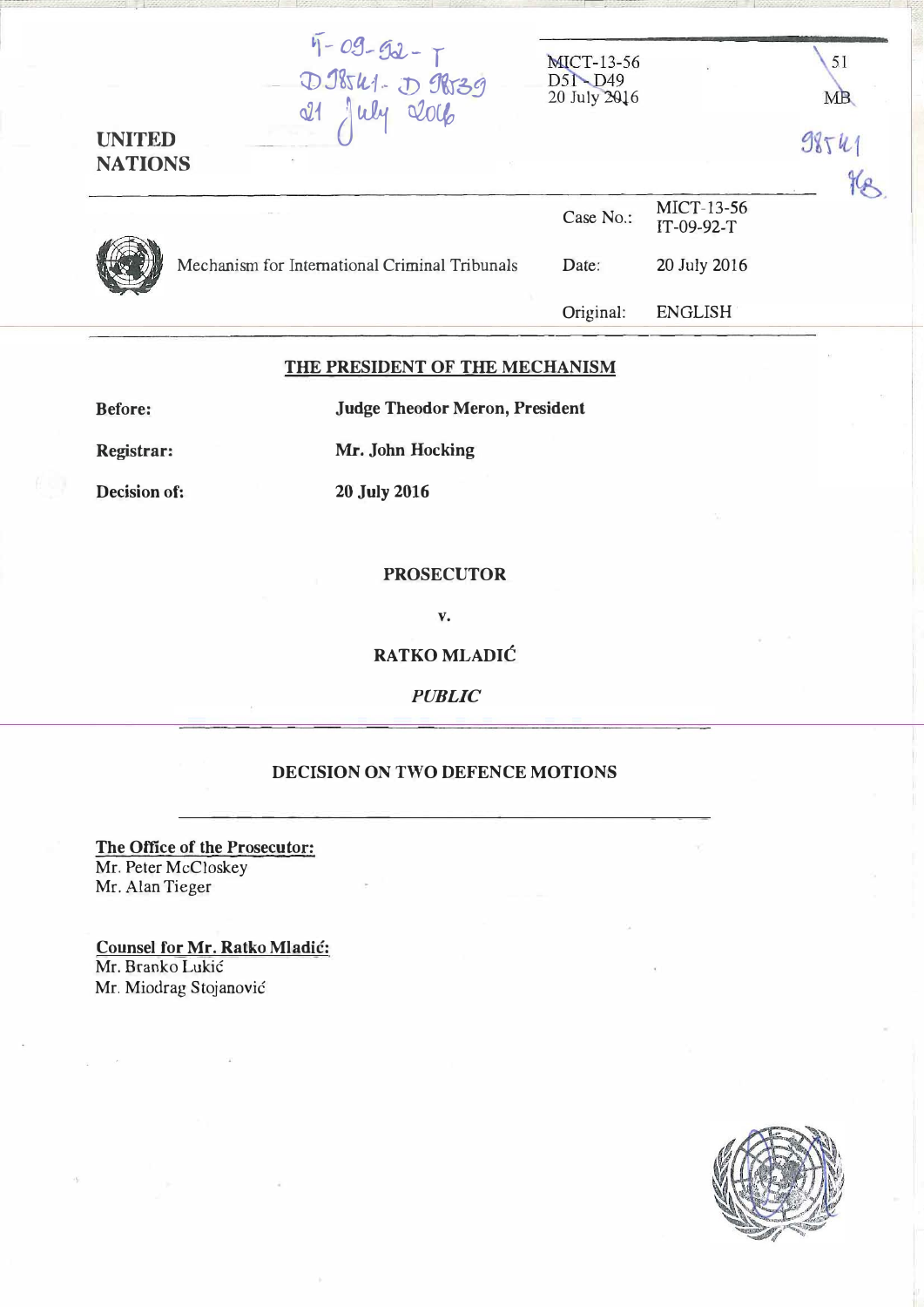IT-09-92-T
D98541 - D98539
21 July 2016

MICT-13-56
D51 - D49
20 July 2016

51

MB

98541

MB

**UNITED NATIONS**

| | | |
|---|---|---|
| Mechanism for International Criminal Tribunals | Case No.: | MICT-13-56<br>IT-09-92-T |
| | Date: | 20 July 2016 |
| | Original: | ENGLISH |

## THE PRESIDENT OF THE MECHANISM

**Before:** **Judge Theodor Meron, President**

**Registrar:** **Mr. John Hocking**

**Decision of:** **20 July 2016**

**PROSECUTOR**

**v.**

**RATKO MLADIĆ**

***PUBLIC***

## DECISION ON TWO DEFENCE MOTIONS

**The Office of the Prosecutor:**
Mr. Peter McCloskey
Mr. Alan Tieger

**Counsel for Mr. Ratko Mladić:**
Mr. Branko Lukić
Mr. Miodrag Stojanović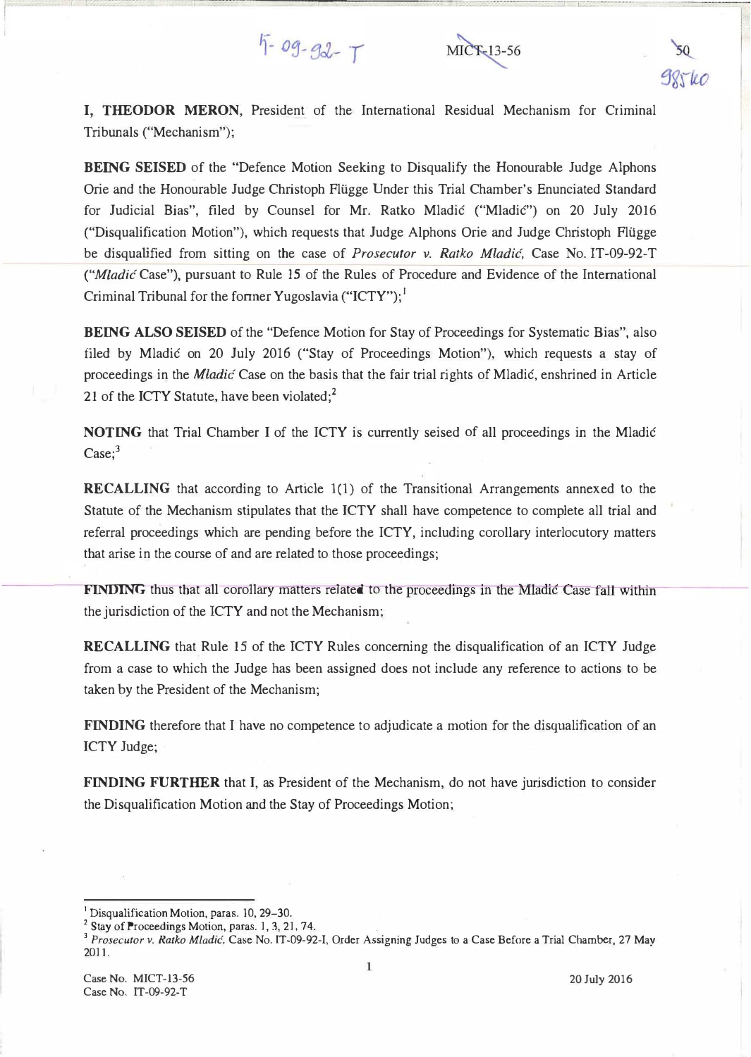I, **THEODOR MERON**, President of the International Residual Mechanism for Criminal Tribunals ("Mechanism");

**BEING SEISED** of the "Defence Motion Seeking to Disqualify the Honourable Judge Alphons Orie and the Honourable Judge Christoph Flügge Under this Trial Chamber's Enunciated Standard for Judicial Bias", filed by Counsel for Mr. Ratko Mladić ("Mladić") on 20 July 2016 ("Disqualification Motion"), which requests that Judge Alphons Orie and Judge Christoph Flügge be disqualified from sitting on the case of *Prosecutor v. Ratko Mladić*, Case No. IT-09-92-T ("*Mladić* Case"), pursuant to Rule 15 of the Rules of Procedure and Evidence of the International Criminal Tribunal for the former Yugoslavia ("ICTY");[1]

**BEING ALSO SEISED** of the "Defence Motion for Stay of Proceedings for Systematic Bias", also filed by Mladić on 20 July 2016 ("Stay of Proceedings Motion"), which requests a stay of proceedings in the *Mladić* Case on the basis that the fair trial rights of Mladić, enshrined in Article 21 of the ICTY Statute, have been violated;[2]

**NOTING** that Trial Chamber I of the ICTY is currently seised of all proceedings in the Mladić Case;[3]

**RECALLING** that according to Article 1(1) of the Transitional Arrangements annexed to the Statute of the Mechanism stipulates that the ICTY shall have competence to complete all trial and referral proceedings which are pending before the ICTY, including corollary interlocutory matters that arise in the course of and are related to those proceedings;

**FINDING** thus that all corollary matters related to the proceedings in the Mladić Case fall within the jurisdiction of the ICTY and not the Mechanism;

**RECALLING** that Rule 15 of the ICTY Rules concerning the disqualification of an ICTY Judge from a case to which the Judge has been assigned does not include any reference to actions to be taken by the President of the Mechanism;

**FINDING** therefore that I have no competence to adjudicate a motion for the disqualification of an ICTY Judge;

**FINDING FURTHER** that I, as President of the Mechanism, do not have jurisdiction to consider the Disqualification Motion and the Stay of Proceedings Motion;

---

[1] Disqualification Motion, paras. 10, 29–30.

[2] Stay of Proceedings Motion, paras. 1, 3, 21, 74.

[3] *Prosecutor v. Ratko Mladić*, Case No. IT-09-92-I, Order Assigning Judges to a Case Before a Trial Chamber, 27 May 2011.

Case No. MICT-13-56
Case No. IT-09-92-T

20 July 2016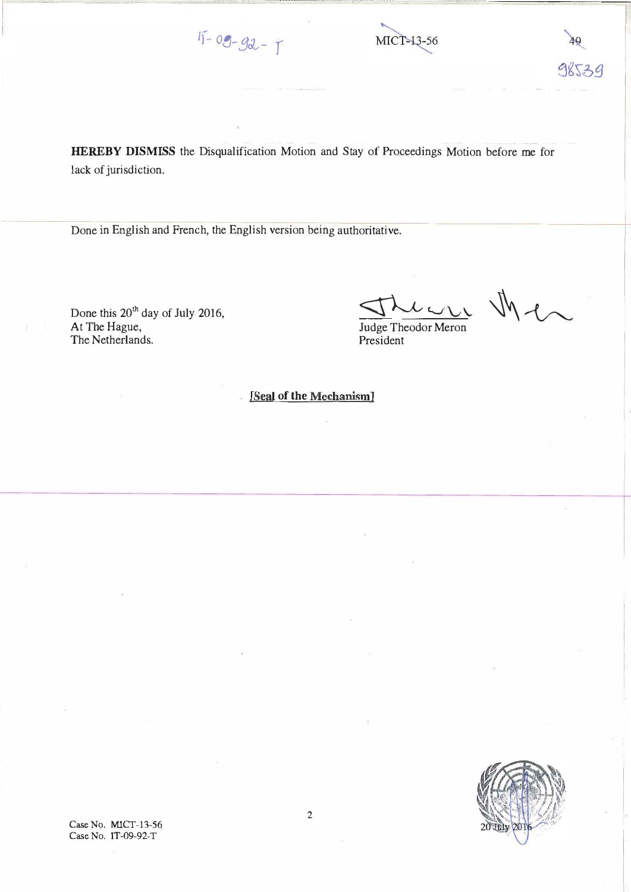**HEREBY DISMISS** the Disqualification Motion and Stay of Proceedings Motion before me for lack of jurisdiction.

Done in English and French, the English version being authoritative.

Done this 20th day of July 2016,
At The Hague,
The Netherlands.

Judge Theodor Meron
President

**[Seal of the Mechanism]**